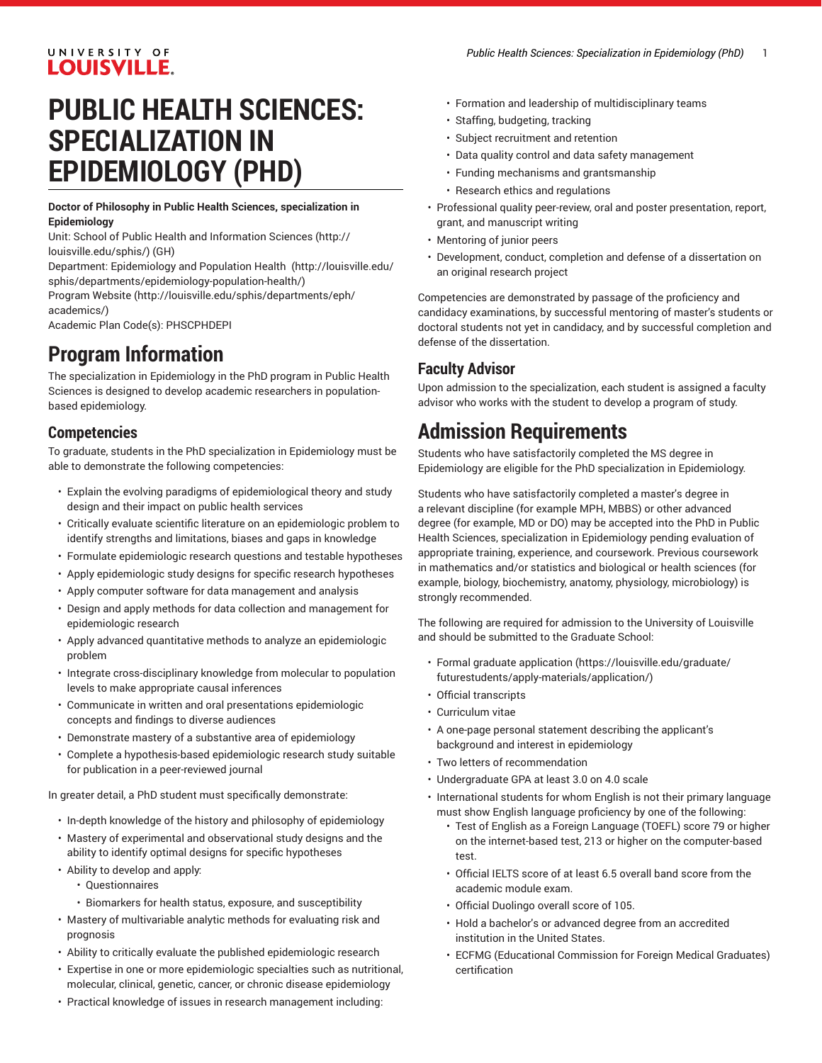# PUBLIC HEALTH SCIENCES: SPECIALIZATION IN EPIDEMIOLOGY (PHD)

**Doctor of Philosophy in Public Health Sciences, specialization in Epidemiology**

Unit: School of Public Health and Information Sciences (http://louisville.edu/sphis/) (GH)

Department: Epidemiology and Population Health (http://louisville.edu/sphis/departments/epidemiology-population-health/)

Program Website (http://louisville.edu/sphis/departments/eph/academics/)

Academic Plan Code(s): PHSCPHDEPI

## Program Information

The specialization in Epidemiology in the PhD program in Public Health Sciences is designed to develop academic researchers in population-based epidemiology.

### Competencies

To graduate, students in the PhD specialization in Epidemiology must be able to demonstrate the following competencies:

- Explain the evolving paradigms of epidemiological theory and study design and their impact on public health services
- Critically evaluate scientific literature on an epidemiologic problem to identify strengths and limitations, biases and gaps in knowledge
- Formulate epidemiologic research questions and testable hypotheses
- Apply epidemiologic study designs for specific research hypotheses
- Apply computer software for data management and analysis
- Design and apply methods for data collection and management for epidemiologic research
- Apply advanced quantitative methods to analyze an epidemiologic problem
- Integrate cross-disciplinary knowledge from molecular to population levels to make appropriate causal inferences
- Communicate in written and oral presentations epidemiologic concepts and findings to diverse audiences
- Demonstrate mastery of a substantive area of epidemiology
- Complete a hypothesis-based epidemiologic research study suitable for publication in a peer-reviewed journal

In greater detail, a PhD student must specifically demonstrate:

- In-depth knowledge of the history and philosophy of epidemiology
- Mastery of experimental and observational study designs and the ability to identify optimal designs for specific hypotheses
- Ability to develop and apply:
  - Questionnaires
  - Biomarkers for health status, exposure, and susceptibility
- Mastery of multivariable analytic methods for evaluating risk and prognosis
- Ability to critically evaluate the published epidemiologic research
- Expertise in one or more epidemiologic specialties such as nutritional, molecular, clinical, genetic, cancer, or chronic disease epidemiology
- Practical knowledge of issues in research management including:
  - Formation and leadership of multidisciplinary teams
  - Staffing, budgeting, tracking
  - Subject recruitment and retention
  - Data quality control and data safety management
  - Funding mechanisms and grantsmanship
  - Research ethics and regulations
- Professional quality peer-review, oral and poster presentation, report, grant, and manuscript writing
- Mentoring of junior peers
- Development, conduct, completion and defense of a dissertation on an original research project

Competencies are demonstrated by passage of the proficiency and candidacy examinations, by successful mentoring of master's students or doctoral students not yet in candidacy, and by successful completion and defense of the dissertation.

### Faculty Advisor

Upon admission to the specialization, each student is assigned a faculty advisor who works with the student to develop a program of study.

## Admission Requirements

Students who have satisfactorily completed the MS degree in Epidemiology are eligible for the PhD specialization in Epidemiology.

Students who have satisfactorily completed a master's degree in a relevant discipline (for example MPH, MBBS) or other advanced degree (for example, MD or DO) may be accepted into the PhD in Public Health Sciences, specialization in Epidemiology pending evaluation of appropriate training, experience, and coursework. Previous coursework in mathematics and/or statistics and biological or health sciences (for example, biology, biochemistry, anatomy, physiology, microbiology) is strongly recommended.

The following are required for admission to the University of Louisville and should be submitted to the Graduate School:

- Formal graduate application (https://louisville.edu/graduate/futurestudents/apply-materials/application/)
- Official transcripts
- Curriculum vitae
- A one-page personal statement describing the applicant's background and interest in epidemiology
- Two letters of recommendation
- Undergraduate GPA at least 3.0 on 4.0 scale
- International students for whom English is not their primary language must show English language proficiency by one of the following:
  - Test of English as a Foreign Language (TOEFL) score 79 or higher on the internet-based test, 213 or higher on the computer-based test.
  - Official IELTS score of at least 6.5 overall band score from the academic module exam.
  - Official Duolingo overall score of 105.
  - Hold a bachelor's or advanced degree from an accredited institution in the United States.
  - ECFMG (Educational Commission for Foreign Medical Graduates) certification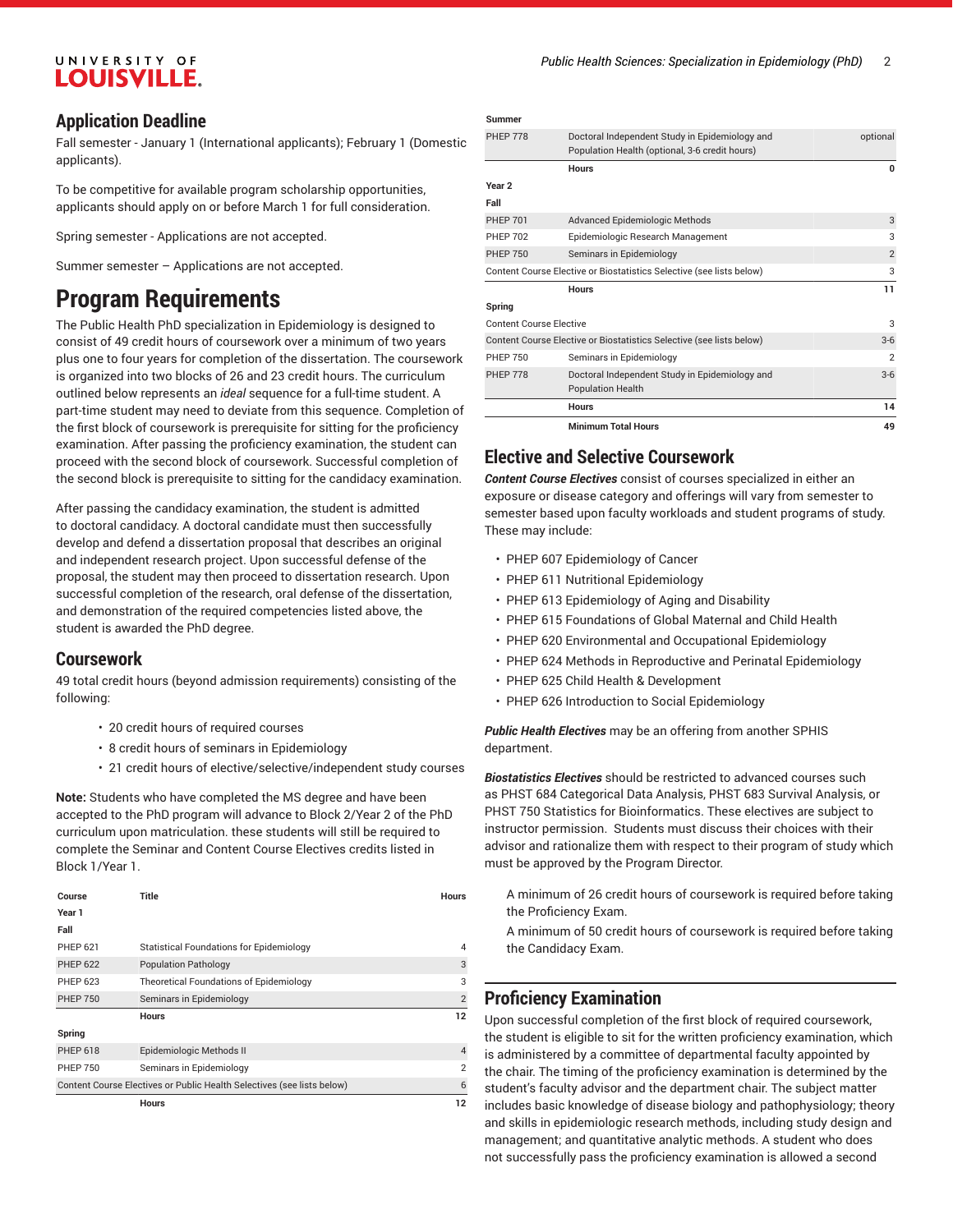## Application Deadline

Fall semester - January 1 (International applicants); February 1 (Domestic applicants).

To be competitive for available program scholarship opportunities, applicants should apply on or before March 1 for full consideration.

Spring semester - Applications are not accepted.

Summer semester – Applications are not accepted.

# Program Requirements

The Public Health PhD specialization in Epidemiology is designed to consist of 49 credit hours of coursework over a minimum of two years plus one to four years for completion of the dissertation. The coursework is organized into two blocks of 26 and 23 credit hours. The curriculum outlined below represents an *ideal* sequence for a full-time student. A part-time student may need to deviate from this sequence. Completion of the first block of coursework is prerequisite for sitting for the proficiency examination. After passing the proficiency examination, the student can proceed with the second block of coursework. Successful completion of the second block is prerequisite to sitting for the candidacy examination.

After passing the candidacy examination, the student is admitted to doctoral candidacy. A doctoral candidate must then successfully develop and defend a dissertation proposal that describes an original and independent research project. Upon successful defense of the proposal, the student may then proceed to dissertation research. Upon successful completion of the research, oral defense of the dissertation, and demonstration of the required competencies listed above, the student is awarded the PhD degree.

## Coursework

49 total credit hours (beyond admission requirements) consisting of the following:

- 20 credit hours of required courses
- 8 credit hours of seminars in Epidemiology
- 21 credit hours of elective/selective/independent study courses

**Note:** Students who have completed the MS degree and have been accepted to the PhD program will advance to Block 2/Year 2 of the PhD curriculum upon matriculation. these students will still be required to complete the Seminar and Content Course Electives credits listed in Block 1/Year 1.

| Course | Title | Hours |
|---|---|---|
| **Year 1** | | |
| **Fall** | | |
| PHEP 621 | Statistical Foundations for Epidemiology | 4 |
| PHEP 622 | Population Pathology | 3 |
| PHEP 623 | Theoretical Foundations of Epidemiology | 3 |
| PHEP 750 | Seminars in Epidemiology | 2 |
| | **Hours** | **12** |
| **Spring** | | |
| PHEP 618 | Epidemiologic Methods II | 4 |
| PHEP 750 | Seminars in Epidemiology | 2 |
| Content Course Electives or Public Health Selectives (see lists below) | | 6 |
| | **Hours** | **12** |
| **Summer** | | |
| PHEP 778 | Doctoral Independent Study in Epidemiology and Population Health (optional, 3-6 credit hours) | optional |
| | **Hours** | **0** |
| **Year 2** | | |
| **Fall** | | |
| PHEP 701 | Advanced Epidemiologic Methods | 3 |
| PHEP 702 | Epidemiologic Research Management | 3 |
| PHEP 750 | Seminars in Epidemiology | 2 |
| Content Course Elective or Biostatistics Selective (see lists below) | | 3 |
| | **Hours** | **11** |
| **Spring** | | |
| Content Course Elective | | 3 |
| Content Course Elective or Biostatistics Selective (see lists below) | | 3-6 |
| PHEP 750 | Seminars in Epidemiology | 2 |
| PHEP 778 | Doctoral Independent Study in Epidemiology and Population Health | 3-6 |
| | **Hours** | **14** |
| | **Minimum Total Hours** | **49** |

## Elective and Selective Coursework

***Content Course Electives*** consist of courses specialized in either an exposure or disease category and offerings will vary from semester to semester based upon faculty workloads and student programs of study. These may include:

- PHEP 607 Epidemiology of Cancer
- PHEP 611 Nutritional Epidemiology
- PHEP 613 Epidemiology of Aging and Disability
- PHEP 615 Foundations of Global Maternal and Child Health
- PHEP 620 Environmental and Occupational Epidemiology
- PHEP 624 Methods in Reproductive and Perinatal Epidemiology
- PHEP 625 Child Health & Development
- PHEP 626 Introduction to Social Epidemiology

***Public Health Electives*** may be an offering from another SPHIS department.

***Biostatistics Electives*** should be restricted to advanced courses such as PHST 684 Categorical Data Analysis, PHST 683 Survival Analysis, or PHST 750 Statistics for Bioinformatics. These electives are subject to instructor permission. Students must discuss their choices with their advisor and rationalize them with respect to their program of study which must be approved by the Program Director.

A minimum of 26 credit hours of coursework is required before taking the Proficiency Exam.

A minimum of 50 credit hours of coursework is required before taking the Candidacy Exam.

## Proficiency Examination

Upon successful completion of the first block of required coursework, the student is eligible to sit for the written proficiency examination, which is administered by a committee of departmental faculty appointed by the chair. The timing of the proficiency examination is determined by the student's faculty advisor and the department chair. The subject matter includes basic knowledge of disease biology and pathophysiology; theory and skills in epidemiologic research methods, including study design and management; and quantitative analytic methods. A student who does not successfully pass the proficiency examination is allowed a second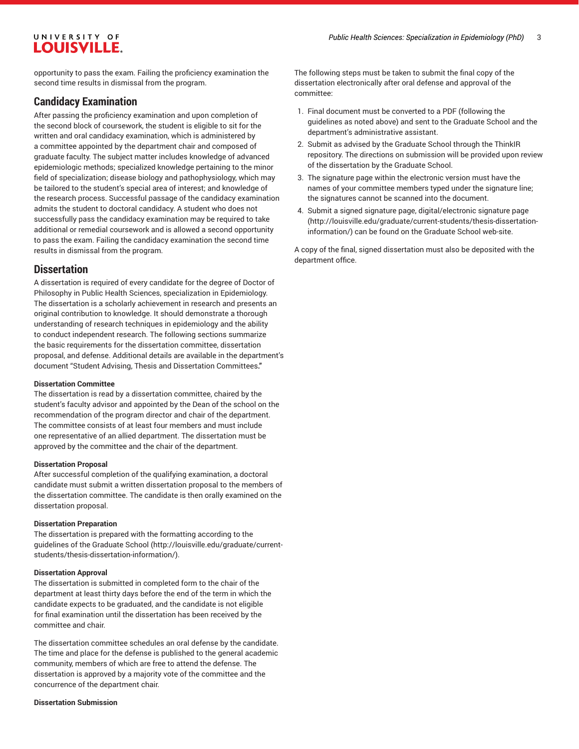opportunity to pass the exam. Failing the proficiency examination the second time results in dismissal from the program.

## Candidacy Examination

After passing the proficiency examination and upon completion of the second block of coursework, the student is eligible to sit for the written and oral candidacy examination, which is administered by a committee appointed by the department chair and composed of graduate faculty. The subject matter includes knowledge of advanced epidemiologic methods; specialized knowledge pertaining to the minor field of specialization; disease biology and pathophysiology, which may be tailored to the student's special area of interest; and knowledge of the research process. Successful passage of the candidacy examination admits the student to doctoral candidacy. A student who does not successfully pass the candidacy examination may be required to take additional or remedial coursework and is allowed a second opportunity to pass the exam. Failing the candidacy examination the second time results in dismissal from the program.

## Dissertation

A dissertation is required of every candidate for the degree of Doctor of Philosophy in Public Health Sciences, specialization in Epidemiology. The dissertation is a scholarly achievement in research and presents an original contribution to knowledge. It should demonstrate a thorough understanding of research techniques in epidemiology and the ability to conduct independent research. The following sections summarize the basic requirements for the dissertation committee, dissertation proposal, and defense. Additional details are available in the department's document "Student Advising, Thesis and Dissertation Committees**."**

**Dissertation Committee**

The dissertation is read by a dissertation committee, chaired by the student's faculty advisor and appointed by the Dean of the school on the recommendation of the program director and chair of the department. The committee consists of at least four members and must include one representative of an allied department. The dissertation must be approved by the committee and the chair of the department.

**Dissertation Proposal**

After successful completion of the qualifying examination, a doctoral candidate must submit a written dissertation proposal to the members of the dissertation committee. The candidate is then orally examined on the dissertation proposal.

**Dissertation Preparation**

The dissertation is prepared with the formatting according to the guidelines of the Graduate School (http://louisville.edu/graduate/current-students/thesis-dissertation-information/).

**Dissertation Approval**

The dissertation is submitted in completed form to the chair of the department at least thirty days before the end of the term in which the candidate expects to be graduated, and the candidate is not eligible for final examination until the dissertation has been received by the committee and chair.

The dissertation committee schedules an oral defense by the candidate. The time and place for the defense is published to the general academic community, members of which are free to attend the defense. The dissertation is approved by a majority vote of the committee and the concurrence of the department chair.

**Dissertation Submission**

The following steps must be taken to submit the final copy of the dissertation electronically after oral defense and approval of the committee:

1. Final document must be converted to a PDF (following the guidelines as noted above) and sent to the Graduate School and the department's administrative assistant.
2. Submit as advised by the Graduate School through the ThinkIR repository. The directions on submission will be provided upon review of the dissertation by the Graduate School.
3. The signature page within the electronic version must have the names of your committee members typed under the signature line; the signatures cannot be scanned into the document.
4. Submit a signed signature page, digital/electronic signature page (http://louisville.edu/graduate/current-students/thesis-dissertation-information/) can be found on the Graduate School web-site.

A copy of the final, signed dissertation must also be deposited with the department office.